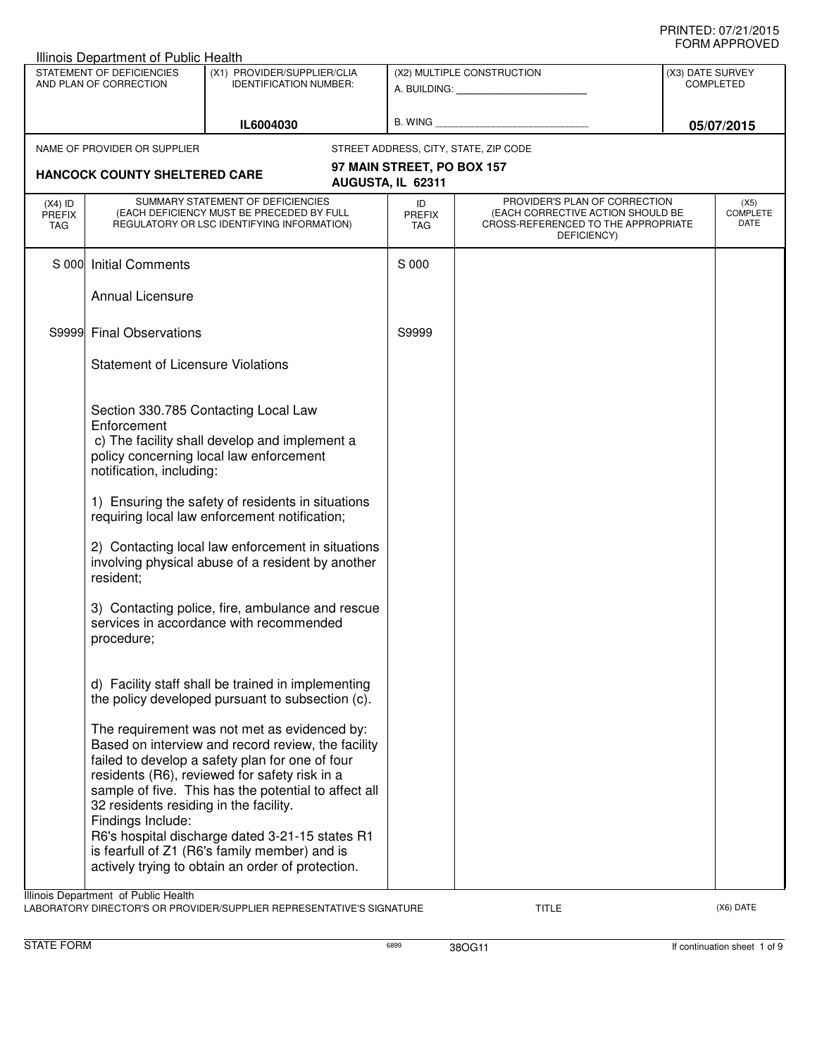PRINTED: 07/21/2015
FORM APPROVED

Illinois Department of Public Health

| STATEMENT OF DEFICIENCIES AND PLAN OF CORRECTION | (X1) PROVIDER/SUPPLIER/CLIA IDENTIFICATION NUMBER: | (X2) MULTIPLE CONSTRUCTION | (X3) DATE SURVEY COMPLETED |
|---|---|---|---|
| | IL6004030 | A. BUILDING: ______ B. WING ______ | 05/07/2015 |

NAME OF PROVIDER OR SUPPLIER: **HANCOCK COUNTY SHELTERED CARE**

STREET ADDRESS, CITY, STATE, ZIP CODE: **97 MAIN STREET, PO BOX 157, AUGUSTA, IL 62311**

| (X4) ID PREFIX TAG | SUMMARY STATEMENT OF DEFICIENCIES (EACH DEFICIENCY MUST BE PRECEDED BY FULL REGULATORY OR LSC IDENTIFYING INFORMATION) | ID PREFIX TAG | PROVIDER'S PLAN OF CORRECTION (EACH CORRECTIVE ACTION SHOULD BE CROSS-REFERENCED TO THE APPROPRIATE DEFICIENCY) | (X5) COMPLETE DATE |
|---|---|---|---|---|
| S 000 | Initial Comments<br><br>Annual Licensure | S 000 | | |
| S9999 | Final Observations<br><br>Statement of Licensure Violations<br><br>Section 330.785 Contacting Local Law Enforcement<br>c) The facility shall develop and implement a policy concerning local law enforcement notification, including:<br><br>1) Ensuring the safety of residents in situations requiring local law enforcement notification;<br><br>2) Contacting local law enforcement in situations involving physical abuse of a resident by another resident;<br><br>3) Contacting police, fire, ambulance and rescue services in accordance with recommended procedure;<br><br>d) Facility staff shall be trained in implementing the policy developed pursuant to subsection (c).<br><br>The requirement was not met as evidenced by:<br>Based on interview and record review, the facility failed to develop a safety plan for one of four residents (R6), reviewed for safety risk in a sample of five. This has the potential to affect all 32 residents residing in the facility.<br>Findings Include:<br>R6's hospital discharge dated 3-21-15 states R1 is fearfull of Z1 (R6's family member) and is actively trying to obtain an order of protection. | S9999 | | |

Illinois Department of Public Health
LABORATORY DIRECTOR'S OR PROVIDER/SUPPLIER REPRESENTATIVE'S SIGNATURE | TITLE | (X6) DATE

STATE FORM 6899 38OG11 If continuation sheet 1 of 9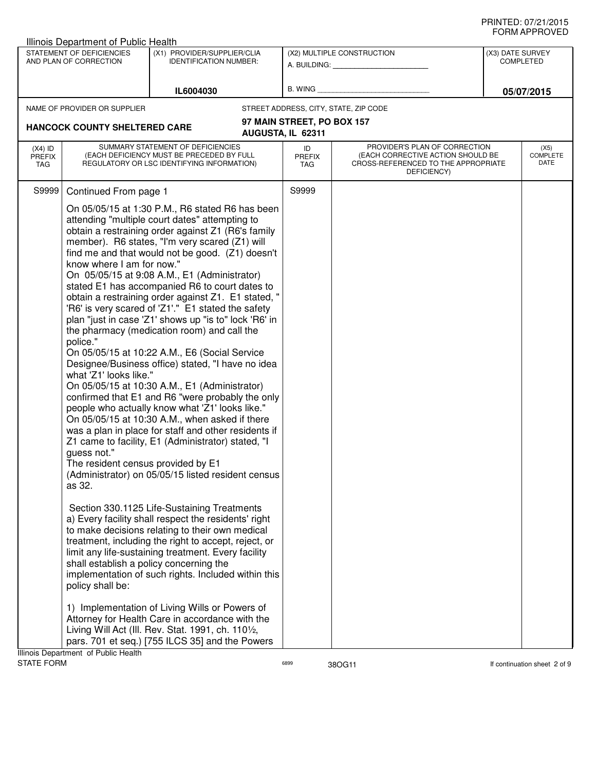PRINTED: 07/21/2015
FORM APPROVED

Illinois Department of Public Health

| STATEMENT OF DEFICIENCIES AND PLAN OF CORRECTION | (X1) PROVIDER/SUPPLIER/CLIA IDENTIFICATION NUMBER: | (X2) MULTIPLE CONSTRUCTION | (X3) DATE SURVEY COMPLETED |
|---|---|---|---|
| | IL6004030 | A. BUILDING: ______ B. WING ______ | 05/07/2015 |

| NAME OF PROVIDER OR SUPPLIER | STREET ADDRESS, CITY, STATE, ZIP CODE |
|---|---|
| HANCOCK COUNTY SHELTERED CARE | 97 MAIN STREET, PO BOX 157 AUGUSTA, IL 62311 |

| (X4) ID PREFIX TAG | SUMMARY STATEMENT OF DEFICIENCIES (EACH DEFICIENCY MUST BE PRECEDED BY FULL REGULATORY OR LSC IDENTIFYING INFORMATION) | ID PREFIX TAG | PROVIDER'S PLAN OF CORRECTION (EACH CORRECTIVE ACTION SHOULD BE CROSS-REFERENCED TO THE APPROPRIATE DEFICIENCY) | (X5) COMPLETE DATE |
|---|---|---|---|---|
| S9999 | Continued From page 1 | S9999 | | |

On 05/05/15 at 1:30 P.M., R6 stated R6 has been attending "multiple court dates" attempting to obtain a restraining order against Z1 (R6's family member). R6 states, "I'm very scared (Z1) will find me and that would not be good. (Z1) doesn't know where I am for now."
On 05/05/15 at 9:08 A.M., E1 (Administrator) stated E1 has accompanied R6 to court dates to obtain a restraining order against Z1. E1 stated, " 'R6' is very scared of 'Z1'." E1 stated the safety plan "just in case 'Z1' shows up "is to" lock 'R6' in the pharmacy (medication room) and call the police."
On 05/05/15 at 10:22 A.M., E6 (Social Service Designee/Business office) stated, "I have no idea what 'Z1' looks like."
On 05/05/15 at 10:30 A.M., E1 (Administrator) confirmed that E1 and R6 "were probably the only people who actually know what 'Z1' looks like."
On 05/05/15 at 10:30 A.M., when asked if there was a plan in place for staff and other residents if Z1 came to facility, E1 (Administrator) stated, "I guess not."
The resident census provided by E1 (Administrator) on 05/05/15 listed resident census as 32.

Section 330.1125 Life-Sustaining Treatments
a) Every facility shall respect the residents' right to make decisions relating to their own medical treatment, including the right to accept, reject, or limit any life-sustaining treatment. Every facility shall establish a policy concerning the implementation of such rights. Included within this policy shall be:

1) Implementation of Living Wills or Powers of Attorney for Health Care in accordance with the Living Will Act (Ill. Rev. Stat. 1991, ch. 110½, pars. 701 et seq.) [755 ILCS 35] and the Powers

Illinois Department of Public Health
STATE FORM 6899 38OG11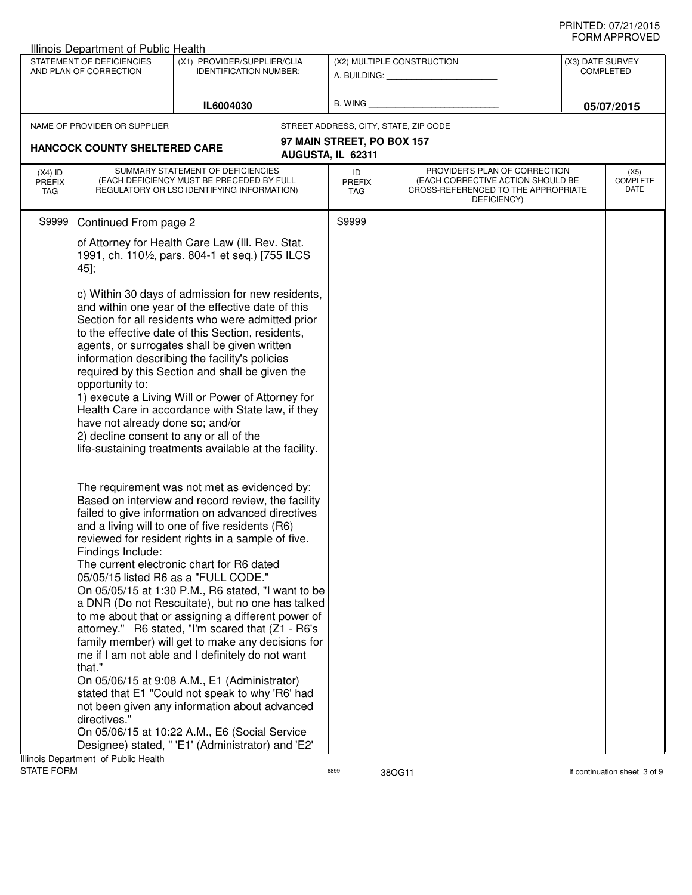Illinois Department of Public Health

| STATEMENT OF DEFICIENCIES AND PLAN OF CORRECTION | (X1) PROVIDER/SUPPLIER/CLIA IDENTIFICATION NUMBER: | (X2) MULTIPLE CONSTRUCTION | (X3) DATE SURVEY COMPLETED |
|---|---|---|---|
| | IL6004030 | A. BUILDING: ______ B. WING ______ | 05/07/2015 |

NAME OF PROVIDER OR SUPPLIER: **HANCOCK COUNTY SHELTERED CARE**

STREET ADDRESS, CITY, STATE, ZIP CODE: **97 MAIN STREET, PO BOX 157 AUGUSTA, IL 62311**

| (X4) ID PREFIX TAG | SUMMARY STATEMENT OF DEFICIENCIES (EACH DEFICIENCY MUST BE PRECEDED BY FULL REGULATORY OR LSC IDENTIFYING INFORMATION) | ID PREFIX TAG | PROVIDER'S PLAN OF CORRECTION (EACH CORRECTIVE ACTION SHOULD BE CROSS-REFERENCED TO THE APPROPRIATE DEFICIENCY) | (X5) COMPLETE DATE |
|---|---|---|---|---|
| S9999 | Continued From page 2 | S9999 | | |

of Attorney for Health Care Law (Ill. Rev. Stat. 1991, ch. 110½, pars. 804-1 et seq.) [755 ILCS 45];

c) Within 30 days of admission for new residents, and within one year of the effective date of this Section for all residents who were admitted prior to the effective date of this Section, residents, agents, or surrogates shall be given written information describing the facility's policies required by this Section and shall be given the opportunity to:
1) execute a Living Will or Power of Attorney for Health Care in accordance with State law, if they have not already done so; and/or
2) decline consent to any or all of the life-sustaining treatments available at the facility.

The requirement was not met as evidenced by:
Based on interview and record review, the facility failed to give information on advanced directives and a living will to one of five residents (R6) reviewed for resident rights in a sample of five.
Findings Include:
The current electronic chart for R6 dated 05/05/15 listed R6 as a "FULL CODE."
On 05/05/15 at 1:30 P.M., R6 stated, "I want to be a DNR (Do not Rescuitate), but no one has talked to me about that or assigning a different power of attorney." R6 stated, "I'm scared that (Z1 - R6's family member) will get to make any decisions for me if I am not able and I definitely do not want that."
On 05/06/15 at 9:08 A.M., E1 (Administrator) stated that E1 "Could not speak to why 'R6' had not been given any information about advanced directives."
On 05/06/15 at 10:22 A.M., E6 (Social Service Designee) stated, " 'E1' (Administrator) and 'E2'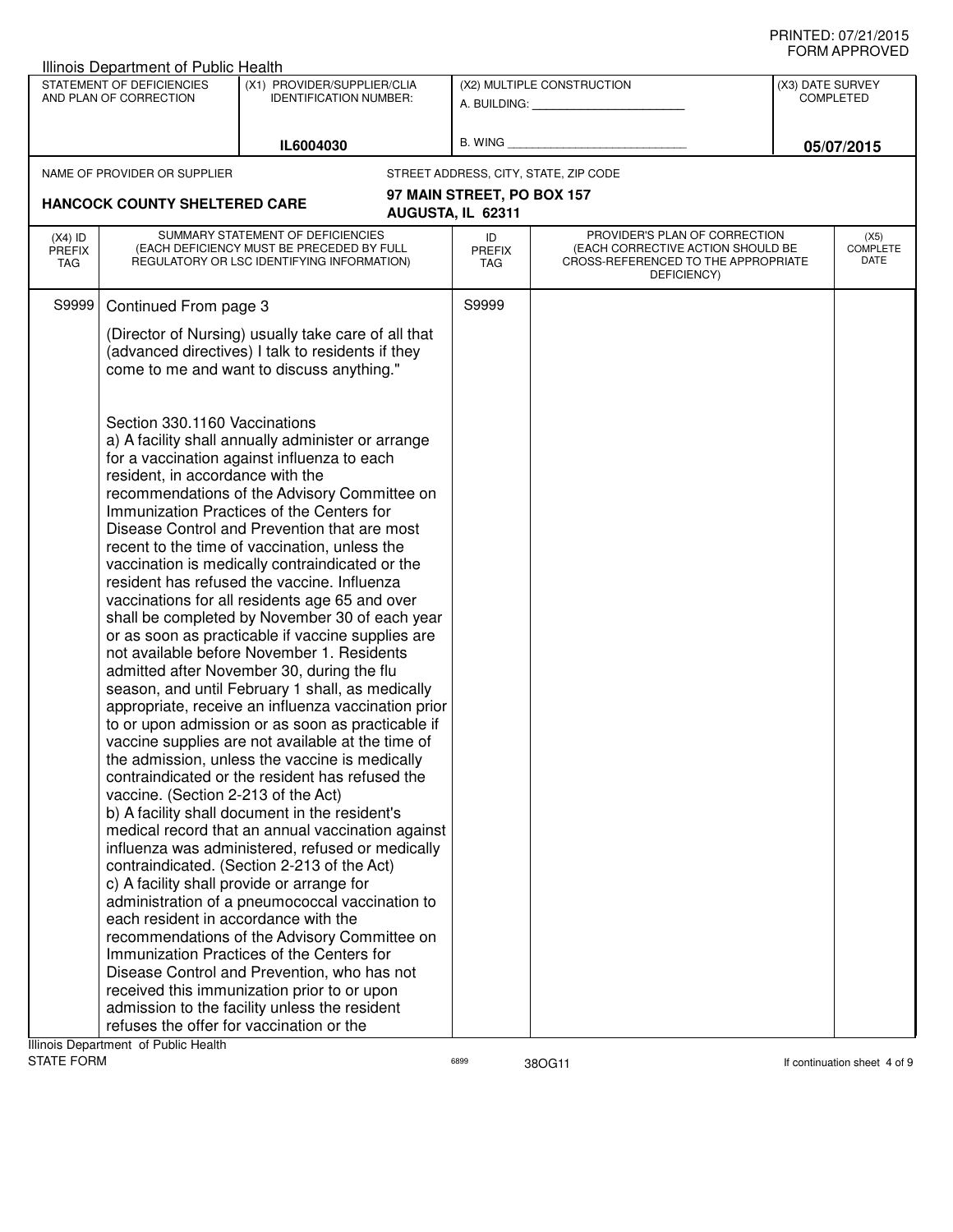Illinois Department of Public Health

| STATEMENT OF DEFICIENCIES AND PLAN OF CORRECTION | (X1) PROVIDER/SUPPLIER/CLIA IDENTIFICATION NUMBER: | (X2) MULTIPLE CONSTRUCTION | (X3) DATE SURVEY COMPLETED |
|---|---|---|---|
| | IL6004030 | A. BUILDING: ______ B. WING ______ | 05/07/2015 |

NAME OF PROVIDER OR SUPPLIER: **HANCOCK COUNTY SHELTERED CARE**

STREET ADDRESS, CITY, STATE, ZIP CODE: **97 MAIN STREET, PO BOX 157 AUGUSTA, IL 62311**

| (X4) ID PREFIX TAG | SUMMARY STATEMENT OF DEFICIENCIES (EACH DEFICIENCY MUST BE PRECEDED BY FULL REGULATORY OR LSC IDENTIFYING INFORMATION) | ID PREFIX TAG | PROVIDER'S PLAN OF CORRECTION (EACH CORRECTIVE ACTION SHOULD BE CROSS-REFERENCED TO THE APPROPRIATE DEFICIENCY) | (X5) COMPLETE DATE |
|---|---|---|---|---|
| S9999 | Continued From page 3 | S9999 | | |

(Director of Nursing) usually take care of all that (advanced directives) I talk to residents if they come to me and want to discuss anything."

Section 330.1160 Vaccinations

a) A facility shall annually administer or arrange for a vaccination against influenza to each resident, in accordance with the recommendations of the Advisory Committee on Immunization Practices of the Centers for Disease Control and Prevention that are most recent to the time of vaccination, unless the vaccination is medically contraindicated or the resident has refused the vaccine. Influenza vaccinations for all residents age 65 and over shall be completed by November 30 of each year or as soon as practicable if vaccine supplies are not available before November 1. Residents admitted after November 30, during the flu season, and until February 1 shall, as medically appropriate, receive an influenza vaccination prior to or upon admission or as soon as practicable if vaccine supplies are not available at the time of the admission, unless the vaccine is medically contraindicated or the resident has refused the vaccine. (Section 2-213 of the Act)

b) A facility shall document in the resident's medical record that an annual vaccination against influenza was administered, refused or medically contraindicated. (Section 2-213 of the Act)

c) A facility shall provide or arrange for administration of a pneumococcal vaccination to each resident in accordance with the recommendations of the Advisory Committee on Immunization Practices of the Centers for Disease Control and Prevention, who has not received this immunization prior to or upon admission to the facility unless the resident refuses the offer for vaccination or the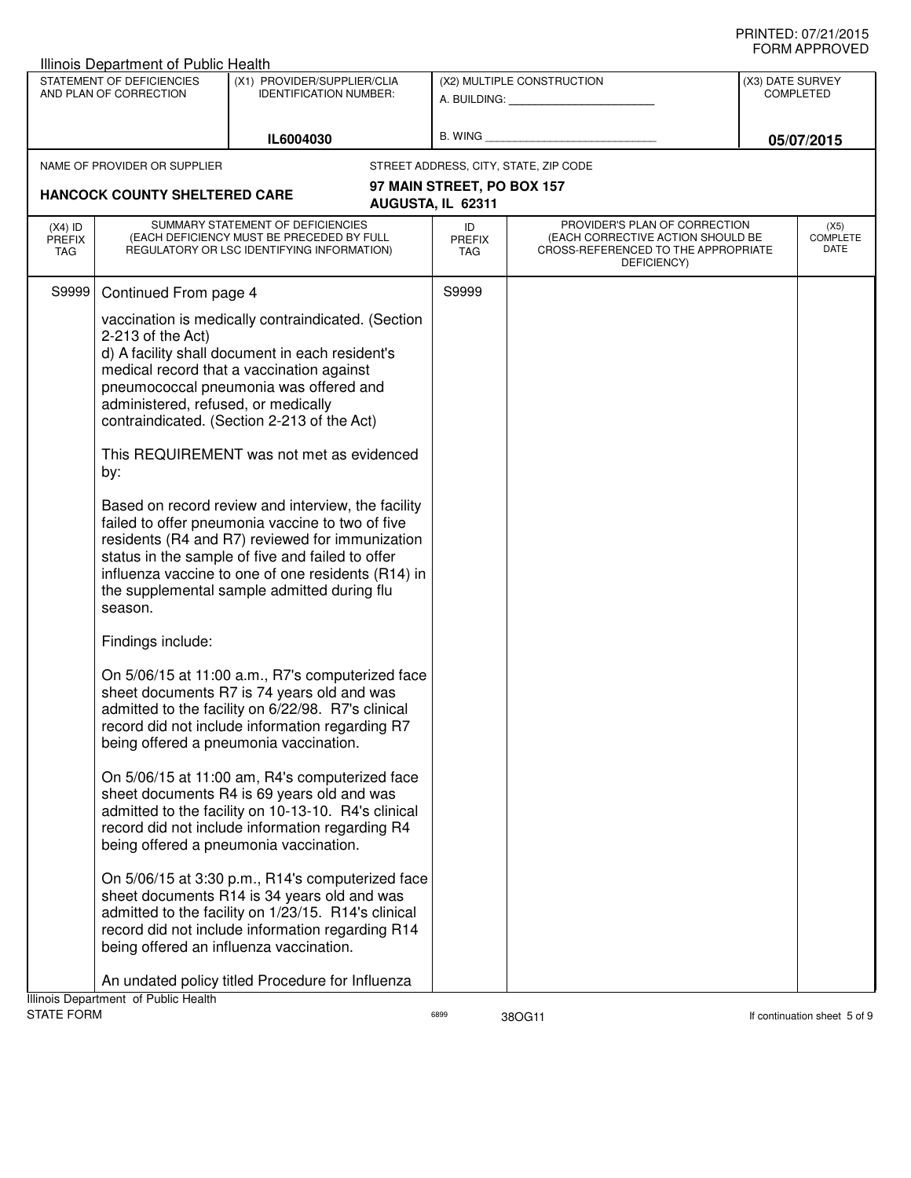PRINTED: 07/21/2015
FORM APPROVED

Illinois Department of Public Health

| STATEMENT OF DEFICIENCIES AND PLAN OF CORRECTION | (X1) PROVIDER/SUPPLIER/CLIA IDENTIFICATION NUMBER: | (X2) MULTIPLE CONSTRUCTION | (X3) DATE SURVEY COMPLETED |
|---|---|---|---|
| | IL6004030 | A. BUILDING: ______ B. WING ______ | 05/07/2015 |

| NAME OF PROVIDER OR SUPPLIER | STREET ADDRESS, CITY, STATE, ZIP CODE |
|---|---|
| HANCOCK COUNTY SHELTERED CARE | 97 MAIN STREET, PO BOX 157 AUGUSTA, IL 62311 |

| (X4) ID PREFIX TAG | SUMMARY STATEMENT OF DEFICIENCIES (EACH DEFICIENCY MUST BE PRECEDED BY FULL REGULATORY OR LSC IDENTIFYING INFORMATION) | ID PREFIX TAG | PROVIDER'S PLAN OF CORRECTION (EACH CORRECTIVE ACTION SHOULD BE CROSS-REFERENCED TO THE APPROPRIATE DEFICIENCY) | (X5) COMPLETE DATE |
|---|---|---|---|---|
| S9999 | Continued From page 4 | S9999 | | |

vaccination is medically contraindicated. (Section 2-213 of the Act)
d) A facility shall document in each resident's medical record that a vaccination against pneumococcal pneumonia was offered and administered, refused, or medically contraindicated. (Section 2-213 of the Act)

This REQUIREMENT was not met as evidenced by:

Based on record review and interview, the facility failed to offer pneumonia vaccine to two of five residents (R4 and R7) reviewed for immunization status in the sample of five and failed to offer influenza vaccine to one of one residents (R14) in the supplemental sample admitted during flu season.

Findings include:

On 5/06/15 at 11:00 a.m., R7's computerized face sheet documents R7 is 74 years old and was admitted to the facility on 6/22/98. R7's clinical record did not include information regarding R7 being offered a pneumonia vaccination.

On 5/06/15 at 11:00 am, R4's computerized face sheet documents R4 is 69 years old and was admitted to the facility on 10-13-10. R4's clinical record did not include information regarding R4 being offered a pneumonia vaccination.

On 5/06/15 at 3:30 p.m., R14's computerized face sheet documents R14 is 34 years old and was admitted to the facility on 1/23/15. R14's clinical record did not include information regarding R14 being offered an influenza vaccination.

An undated policy titled Procedure for Influenza

Illinois Department of Public Health
STATE FORM 6899 38OG11 If continuation sheet 5 of 9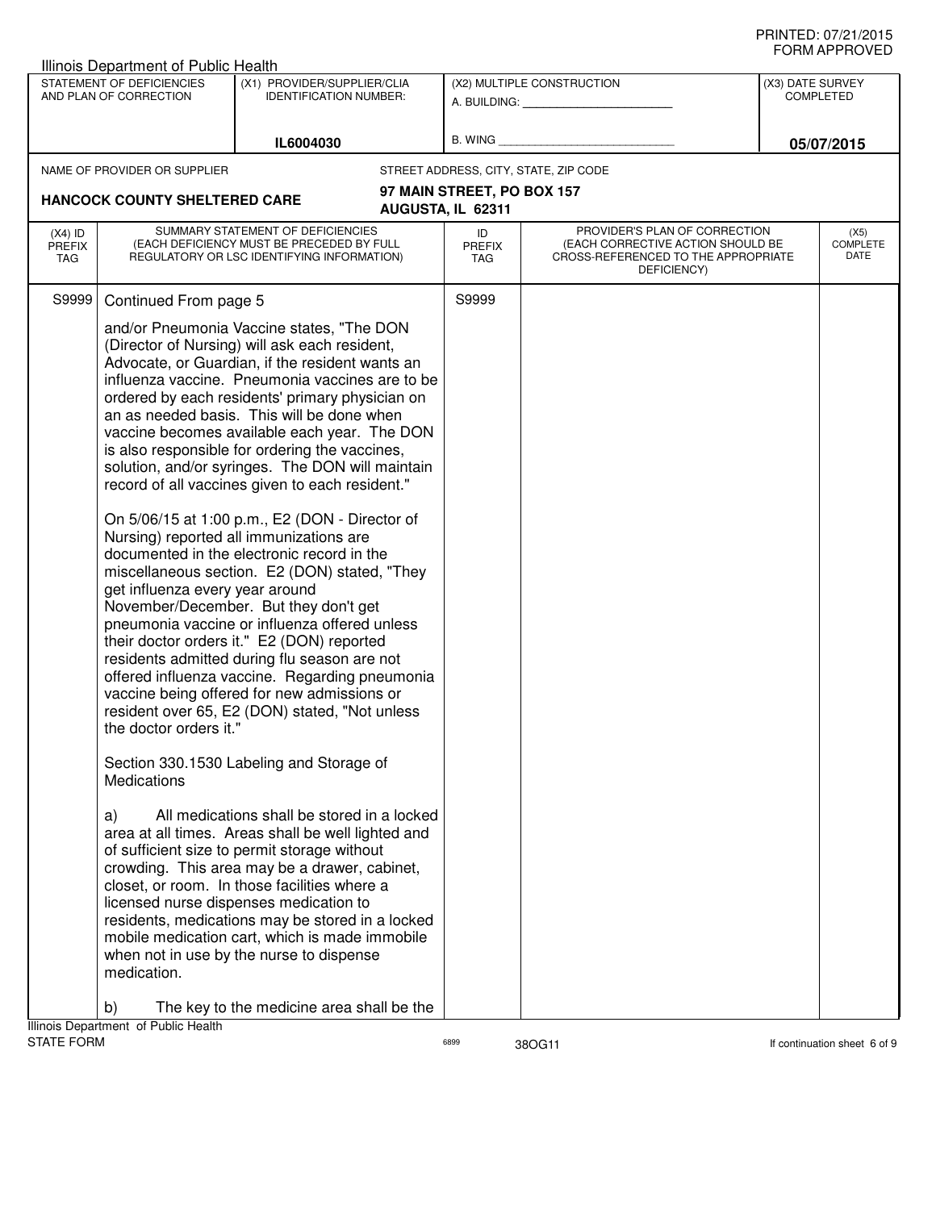Illinois Department of Public Health

| STATEMENT OF DEFICIENCIES AND PLAN OF CORRECTION | (X1) PROVIDER/SUPPLIER/CLIA IDENTIFICATION NUMBER: | (X2) MULTIPLE CONSTRUCTION | (X3) DATE SURVEY COMPLETED |
|---|---|---|---|
| | IL6004030 | A. BUILDING: ______ B. WING ______ | 05/07/2015 |

| NAME OF PROVIDER OR SUPPLIER | STREET ADDRESS, CITY, STATE, ZIP CODE |
|---|---|
| HANCOCK COUNTY SHELTERED CARE | 97 MAIN STREET, PO BOX 157 AUGUSTA, IL 62311 |

| (X4) ID PREFIX TAG | SUMMARY STATEMENT OF DEFICIENCIES (EACH DEFICIENCY MUST BE PRECEDED BY FULL REGULATORY OR LSC IDENTIFYING INFORMATION) | ID PREFIX TAG | PROVIDER'S PLAN OF CORRECTION (EACH CORRECTIVE ACTION SHOULD BE CROSS-REFERENCED TO THE APPROPRIATE DEFICIENCY) | (X5) COMPLETE DATE |
|---|---|---|---|---|
| S9999 | Continued From page 5 | S9999 | | |

and/or Pneumonia Vaccine states, "The DON (Director of Nursing) will ask each resident, Advocate, or Guardian, if the resident wants an influenza vaccine. Pneumonia vaccines are to be ordered by each residents' primary physician on an as needed basis. This will be done when vaccine becomes available each year. The DON is also responsible for ordering the vaccines, solution, and/or syringes. The DON will maintain record of all vaccines given to each resident."

On 5/06/15 at 1:00 p.m., E2 (DON - Director of Nursing) reported all immunizations are documented in the electronic record in the miscellaneous section. E2 (DON) stated, "They get influenza every year around November/December. But they don't get pneumonia vaccine or influenza offered unless their doctor orders it." E2 (DON) reported residents admitted during flu season are not offered influenza vaccine. Regarding pneumonia vaccine being offered for new admissions or resident over 65, E2 (DON) stated, "Not unless the doctor orders it."

Section 330.1530 Labeling and Storage of Medications

a) All medications shall be stored in a locked area at all times. Areas shall be well lighted and of sufficient size to permit storage without crowding. This area may be a drawer, cabinet, closet, or room. In those facilities where a licensed nurse dispenses medication to residents, medications may be stored in a locked mobile medication cart, which is made immobile when not in use by the nurse to dispense medication.

b) The key to the medicine area shall be the

Illinois Department of Public Health
STATE FORM 6899 38OG11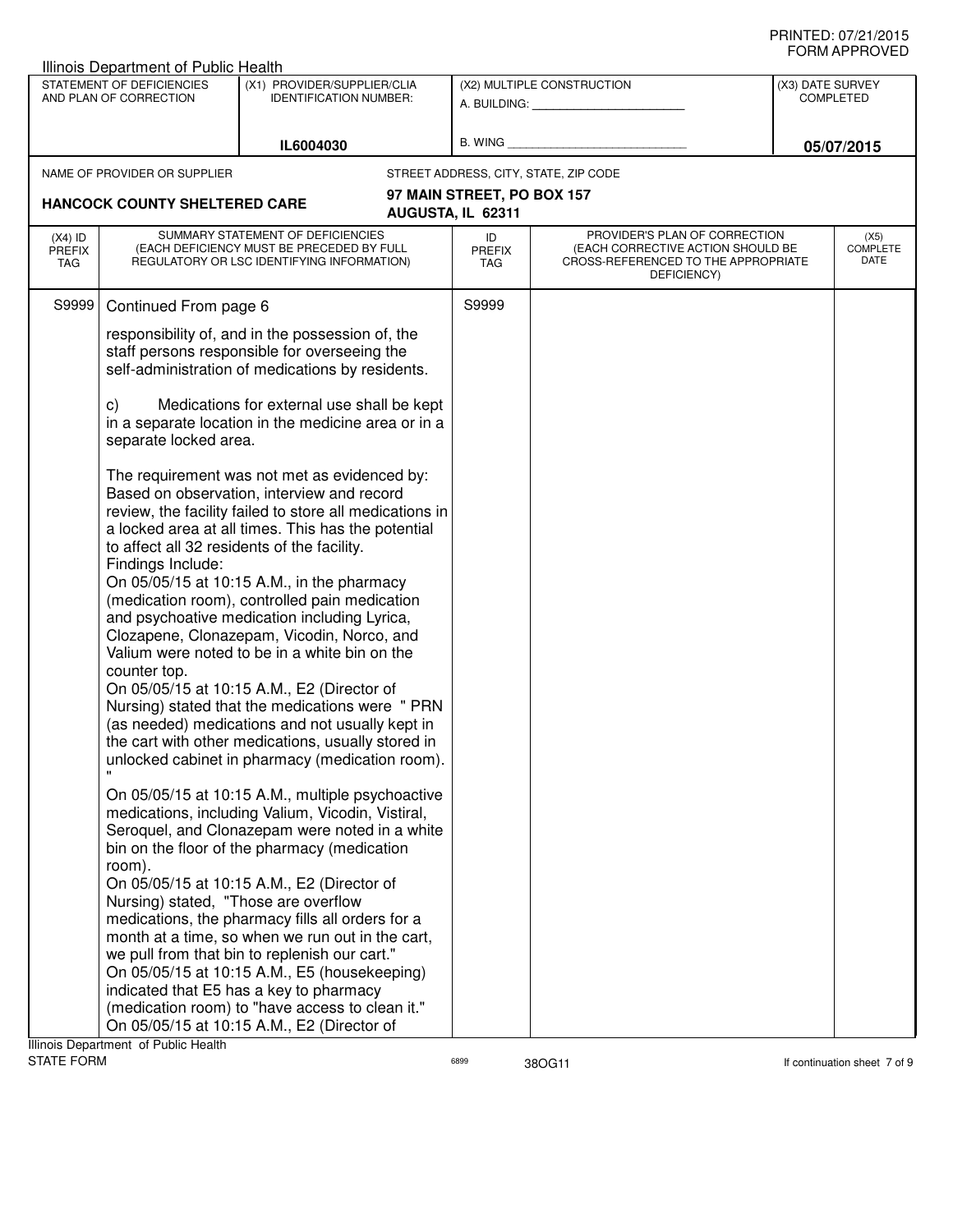Illinois Department of Public Health

| STATEMENT OF DEFICIENCIES AND PLAN OF CORRECTION | (X1) PROVIDER/SUPPLIER/CLIA IDENTIFICATION NUMBER: | (X2) MULTIPLE CONSTRUCTION | (X3) DATE SURVEY COMPLETED |
|---|---|---|---|
| | IL6004030 | A. BUILDING: ______ B. WING ______ | 05/07/2015 |

| NAME OF PROVIDER OR SUPPLIER | STREET ADDRESS, CITY, STATE, ZIP CODE |
|---|---|
| HANCOCK COUNTY SHELTERED CARE | 97 MAIN STREET, PO BOX 157 AUGUSTA, IL 62311 |

| (X4) ID PREFIX TAG | SUMMARY STATEMENT OF DEFICIENCIES (EACH DEFICIENCY MUST BE PRECEDED BY FULL REGULATORY OR LSC IDENTIFYING INFORMATION) | ID PREFIX TAG | PROVIDER'S PLAN OF CORRECTION (EACH CORRECTIVE ACTION SHOULD BE CROSS-REFERENCED TO THE APPROPRIATE DEFICIENCY) | (X5) COMPLETE DATE |
|---|---|---|---|---|
| S9999 | Continued From page 6 | S9999 | | |

responsibility of, and in the possession of, the staff persons responsible for overseeing the self-administration of medications by residents.

c) Medications for external use shall be kept in a separate location in the medicine area or in a separate locked area.

The requirement was not met as evidenced by:
Based on observation, interview and record review, the facility failed to store all medications in a locked area at all times. This has the potential to affect all 32 residents of the facility.
Findings Include:
On 05/05/15 at 10:15 A.M., in the pharmacy (medication room), controlled pain medication and psychoative medication including Lyrica, Clozapene, Clonazepam, Vicodin, Norco, and Valium were noted to be in a white bin on the counter top.
On 05/05/15 at 10:15 A.M., E2 (Director of Nursing) stated that the medications were " PRN (as needed) medications and not usually kept in the cart with other medications, usually stored in unlocked cabinet in pharmacy (medication room)."

On 05/05/15 at 10:15 A.M., multiple psychoactive medications, including Valium, Vicodin, Vistiral, Seroquel, and Clonazepam were noted in a white bin on the floor of the pharmacy (medication room).
On 05/05/15 at 10:15 A.M., E2 (Director of Nursing) stated, "Those are overflow medications, the pharmacy fills all orders for a month at a time, so when we run out in the cart, we pull from that bin to replenish our cart."
On 05/05/15 at 10:15 A.M., E5 (housekeeping) indicated that E5 has a key to pharmacy (medication room) to "have access to clean it."
On 05/05/15 at 10:15 A.M., E2 (Director of

Illinois Department of Public Health
STATE FORM 6899 38OG11 If continuation sheet 7 of 9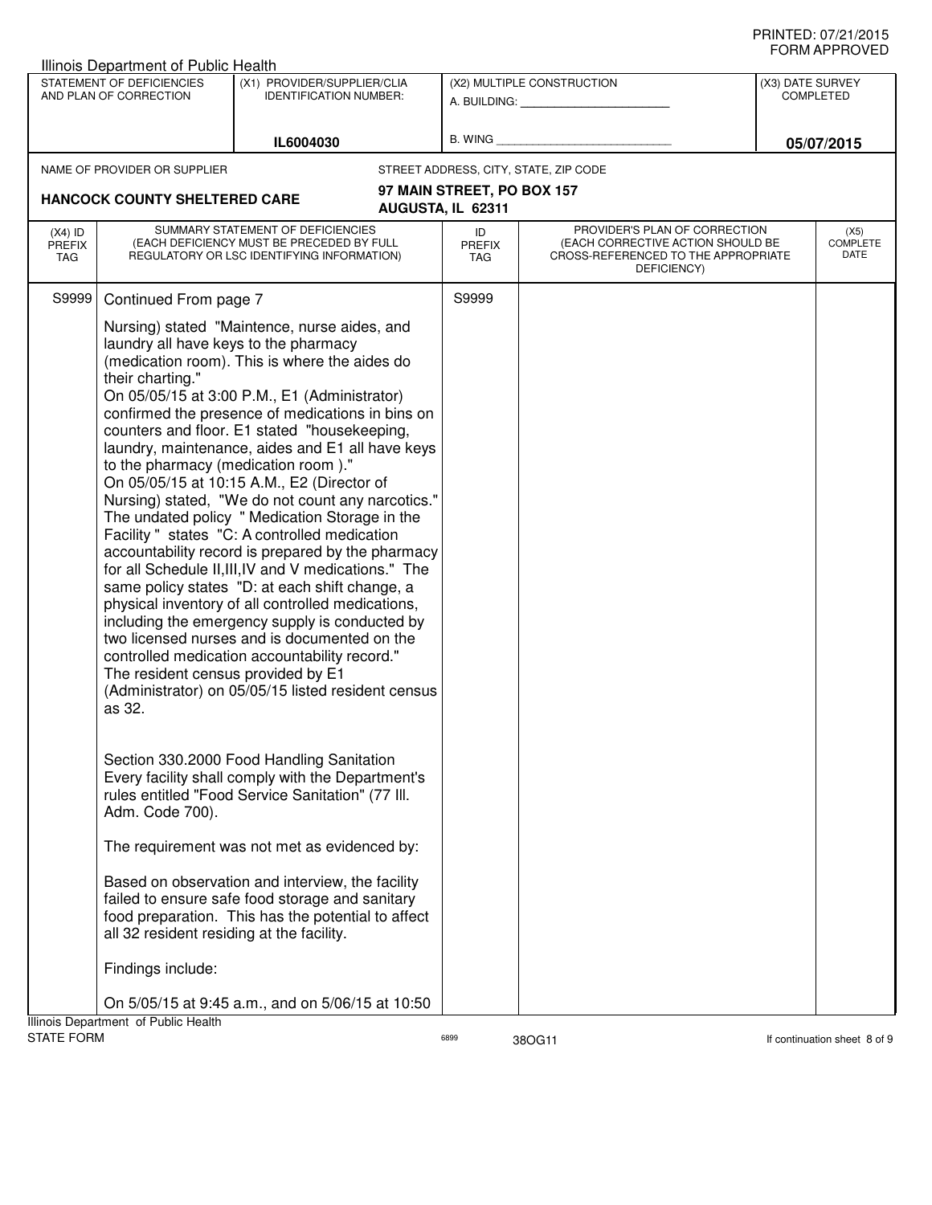Illinois Department of Public Health

| STATEMENT OF DEFICIENCIES AND PLAN OF CORRECTION | (X1) PROVIDER/SUPPLIER/CLIA IDENTIFICATION NUMBER: | (X2) MULTIPLE CONSTRUCTION | (X3) DATE SURVEY COMPLETED |
|---|---|---|---|
| | IL6004030 | A. BUILDING: ______ B. WING ______ | 05/07/2015 |

NAME OF PROVIDER OR SUPPLIER: **HANCOCK COUNTY SHELTERED CARE**

STREET ADDRESS, CITY, STATE, ZIP CODE: **97 MAIN STREET, PO BOX 157, AUGUSTA, IL 62311**

| (X4) ID PREFIX TAG | SUMMARY STATEMENT OF DEFICIENCIES (EACH DEFICIENCY MUST BE PRECEDED BY FULL REGULATORY OR LSC IDENTIFYING INFORMATION) | ID PREFIX TAG | PROVIDER'S PLAN OF CORRECTION (EACH CORRECTIVE ACTION SHOULD BE CROSS-REFERENCED TO THE APPROPRIATE DEFICIENCY) | (X5) COMPLETE DATE |
|---|---|---|---|---|
| S9999 | Continued From page 7 | S9999 | | |

Nursing) stated "Maintence, nurse aides, and laundry all have keys to the pharmacy (medication room). This is where the aides do their charting."
On 05/05/15 at 3:00 P.M., E1 (Administrator) confirmed the presence of medications in bins on counters and floor. E1 stated "housekeeping, laundry, maintenance, aides and E1 all have keys to the pharmacy (medication room )."
On 05/05/15 at 10:15 A.M., E2 (Director of Nursing) stated, "We do not count any narcotics."
The undated policy " Medication Storage in the Facility " states "C: A controlled medication accountability record is prepared by the pharmacy for all Schedule II,III,IV and V medications." The same policy states "D: at each shift change, a physical inventory of all controlled medications, including the emergency supply is conducted by two licensed nurses and is documented on the controlled medication accountability record."
The resident census provided by E1 (Administrator) on 05/05/15 listed resident census as 32.

Section 330.2000 Food Handling Sanitation
Every facility shall comply with the Department's rules entitled "Food Service Sanitation" (77 Ill. Adm. Code 700).

The requirement was not met as evidenced by:

Based on observation and interview, the facility failed to ensure safe food storage and sanitary food preparation. This has the potential to affect all 32 resident residing at the facility.

Findings include:

On 5/05/15 at 9:45 a.m., and on 5/06/15 at 10:50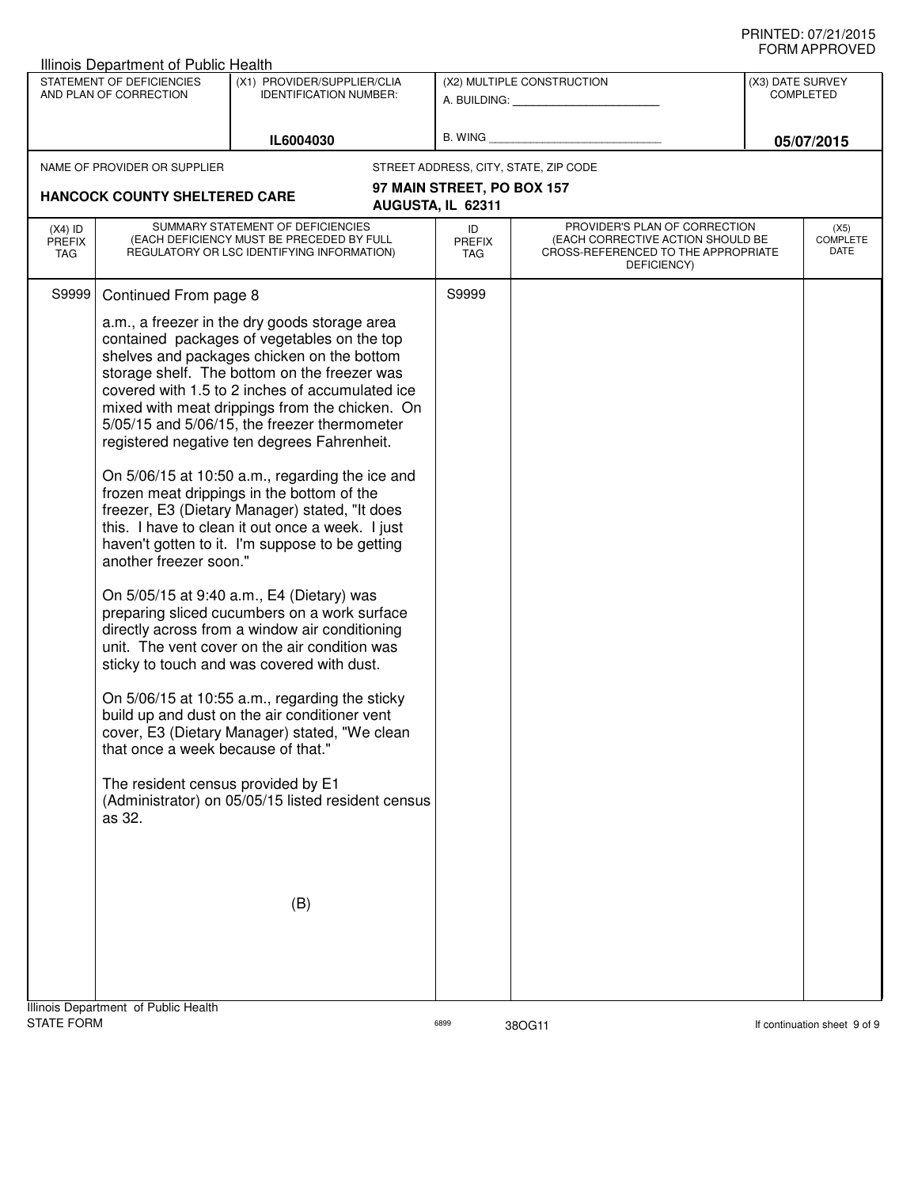PRINTED: 07/21/2015
FORM APPROVED

Illinois Department of Public Health

| STATEMENT OF DEFICIENCIES AND PLAN OF CORRECTION | (X1) PROVIDER/SUPPLIER/CLIA IDENTIFICATION NUMBER: | (X2) MULTIPLE CONSTRUCTION | (X3) DATE SURVEY COMPLETED |
|---|---|---|---|
| | IL6004030 | A. BUILDING: ______ B. WING ______ | 05/07/2015 |

NAME OF PROVIDER OR SUPPLIER: **HANCOCK COUNTY SHELTERED CARE**

STREET ADDRESS, CITY, STATE, ZIP CODE: **97 MAIN STREET, PO BOX 157 AUGUSTA, IL 62311**

| (X4) ID PREFIX TAG | SUMMARY STATEMENT OF DEFICIENCIES (EACH DEFICIENCY MUST BE PRECEDED BY FULL REGULATORY OR LSC IDENTIFYING INFORMATION) | ID PREFIX TAG | PROVIDER'S PLAN OF CORRECTION (EACH CORRECTIVE ACTION SHOULD BE CROSS-REFERENCED TO THE APPROPRIATE DEFICIENCY) | (X5) COMPLETE DATE |
|---|---|---|---|---|
| S9999 | Continued From page 8 | S9999 | | |

a.m., a freezer in the dry goods storage area contained packages of vegetables on the top shelves and packages chicken on the bottom storage shelf. The bottom on the freezer was covered with 1.5 to 2 inches of accumulated ice mixed with meat drippings from the chicken. On 5/05/15 and 5/06/15, the freezer thermometer registered negative ten degrees Fahrenheit.

On 5/06/15 at 10:50 a.m., regarding the ice and frozen meat drippings in the bottom of the freezer, E3 (Dietary Manager) stated, "It does this. I have to clean it out once a week. I just haven't gotten to it. I'm suppose to be getting another freezer soon."

On 5/05/15 at 9:40 a.m., E4 (Dietary) was preparing sliced cucumbers on a work surface directly across from a window air conditioning unit. The vent cover on the air condition was sticky to touch and was covered with dust.

On 5/06/15 at 10:55 a.m., regarding the sticky build up and dust on the air conditioner vent cover, E3 (Dietary Manager) stated, "We clean that once a week because of that."

The resident census provided by E1 (Administrator) on 05/05/15 listed resident census as 32.

(B)

Illinois Department of Public Health
STATE FORM 6899 38OG11